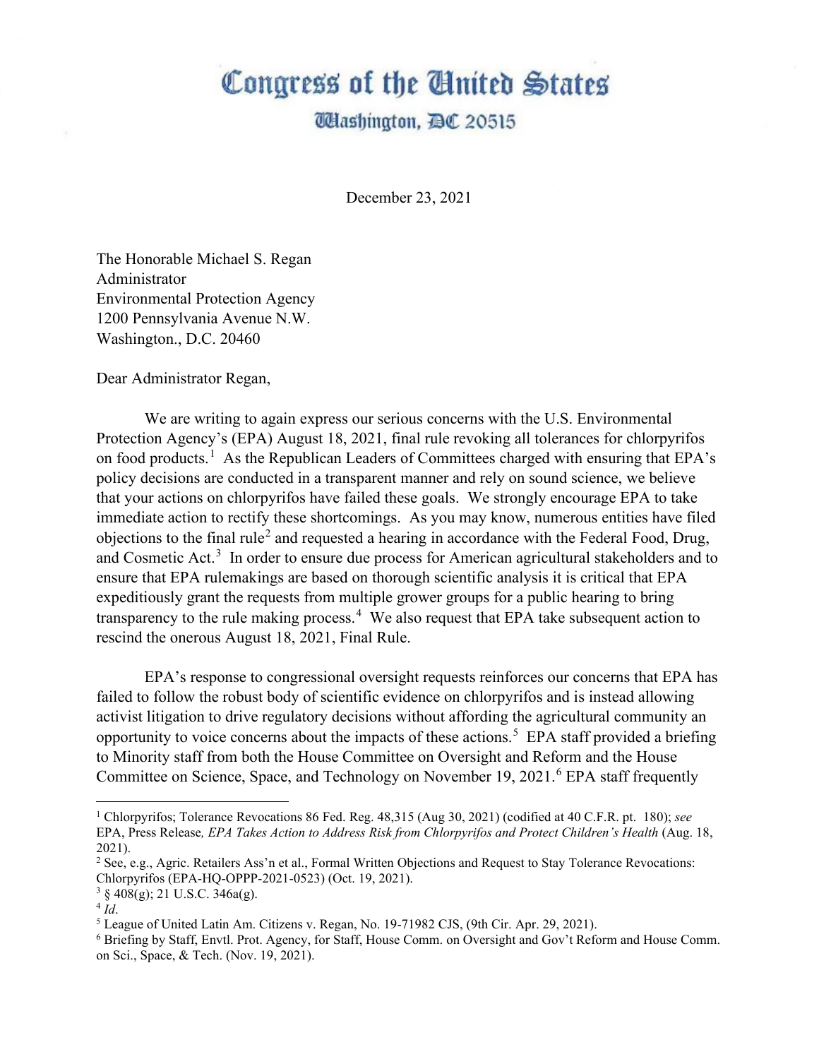# Congress of the United States

## Washington, DC 20515

December 23, 2021

The Honorable Michael S. Regan
Administrator
Environmental Protection Agency
1200 Pennsylvania Avenue N.W.
Washington., D.C. 20460

Dear Administrator Regan,

We are writing to again express our serious concerns with the U.S. Environmental Protection Agency's (EPA) August 18, 2021, final rule revoking all tolerances for chlorpyrifos on food products.[1] As the Republican Leaders of Committees charged with ensuring that EPA's policy decisions are conducted in a transparent manner and rely on sound science, we believe that your actions on chlorpyrifos have failed these goals. We strongly encourage EPA to take immediate action to rectify these shortcomings. As you may know, numerous entities have filed objections to the final rule[2] and requested a hearing in accordance with the Federal Food, Drug, and Cosmetic Act.[3] In order to ensure due process for American agricultural stakeholders and to ensure that EPA rulemakings are based on thorough scientific analysis it is critical that EPA expeditiously grant the requests from multiple grower groups for a public hearing to bring transparency to the rule making process.[4] We also request that EPA take subsequent action to rescind the onerous August 18, 2021, Final Rule.

EPA's response to congressional oversight requests reinforces our concerns that EPA has failed to follow the robust body of scientific evidence on chlorpyrifos and is instead allowing activist litigation to drive regulatory decisions without affording the agricultural community an opportunity to voice concerns about the impacts of these actions.[5] EPA staff provided a briefing to Minority staff from both the House Committee on Oversight and Reform and the House Committee on Science, Space, and Technology on November 19, 2021.[6] EPA staff frequently

---

[1] Chlorpyrifos; Tolerance Revocations 86 Fed. Reg. 48,315 (Aug 30, 2021) (codified at 40 C.F.R. pt. 180); *see* EPA, Press Release*, EPA Takes Action to Address Risk from Chlorpyrifos and Protect Children's Health* (Aug. 18, 2021).

[2] See, e.g., Agric. Retailers Ass'n et al., Formal Written Objections and Request to Stay Tolerance Revocations: Chlorpyrifos (EPA-HQ-OPPP-2021-0523) (Oct. 19, 2021).

[3] § 408(g); 21 U.S.C. 346a(g).

[4] *Id*.

[5] League of United Latin Am. Citizens v. Regan, No. 19-71982 CJS, (9th Cir. Apr. 29, 2021).

[6] Briefing by Staff, Envtl. Prot. Agency, for Staff, House Comm. on Oversight and Gov't Reform and House Comm. on Sci., Space, & Tech. (Nov. 19, 2021).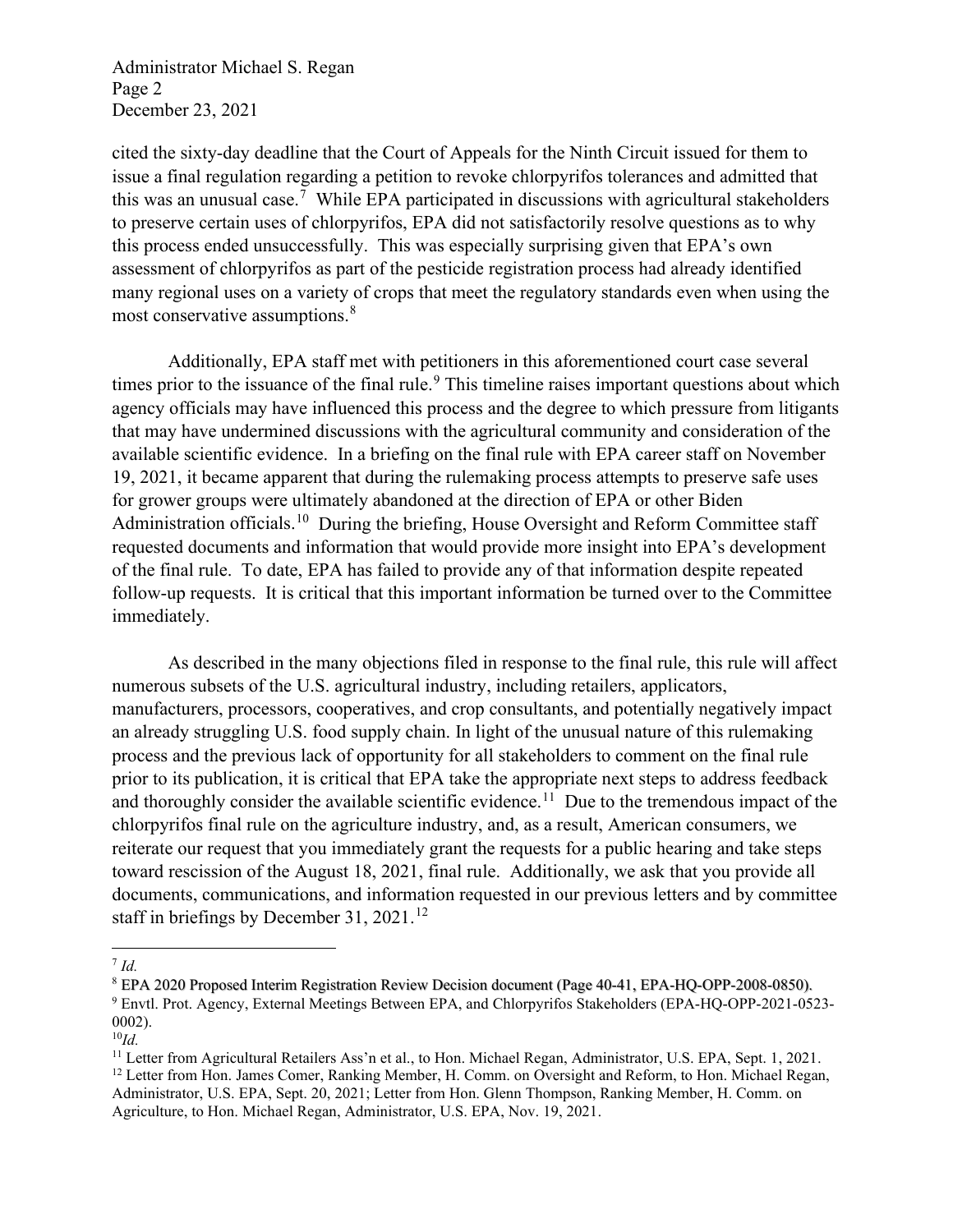cited the sixty-day deadline that the Court of Appeals for the Ninth Circuit issued for them to issue a final regulation regarding a petition to revoke chlorpyrifos tolerances and admitted that this was an unusual case.[7] While EPA participated in discussions with agricultural stakeholders to preserve certain uses of chlorpyrifos, EPA did not satisfactorily resolve questions as to why this process ended unsuccessfully. This was especially surprising given that EPA's own assessment of chlorpyrifos as part of the pesticide registration process had already identified many regional uses on a variety of crops that meet the regulatory standards even when using the most conservative assumptions.[8]

Additionally, EPA staff met with petitioners in this aforementioned court case several times prior to the issuance of the final rule.[9] This timeline raises important questions about which agency officials may have influenced this process and the degree to which pressure from litigants that may have undermined discussions with the agricultural community and consideration of the available scientific evidence. In a briefing on the final rule with EPA career staff on November 19, 2021, it became apparent that during the rulemaking process attempts to preserve safe uses for grower groups were ultimately abandoned at the direction of EPA or other Biden Administration officials.[10] During the briefing, House Oversight and Reform Committee staff requested documents and information that would provide more insight into EPA's development of the final rule. To date, EPA has failed to provide any of that information despite repeated follow-up requests. It is critical that this important information be turned over to the Committee immediately.

As described in the many objections filed in response to the final rule, this rule will affect numerous subsets of the U.S. agricultural industry, including retailers, applicators, manufacturers, processors, cooperatives, and crop consultants, and potentially negatively impact an already struggling U.S. food supply chain. In light of the unusual nature of this rulemaking process and the previous lack of opportunity for all stakeholders to comment on the final rule prior to its publication, it is critical that EPA take the appropriate next steps to address feedback and thoroughly consider the available scientific evidence.[11] Due to the tremendous impact of the chlorpyrifos final rule on the agriculture industry, and, as a result, American consumers, we reiterate our request that you immediately grant the requests for a public hearing and take steps toward rescission of the August 18, 2021, final rule. Additionally, we ask that you provide all documents, communications, and information requested in our previous letters and by committee staff in briefings by December 31, 2021.[12]

---

[7] *Id.*

[8] EPA 2020 Proposed Interim Registration Review Decision document (Page 40-41, EPA-HQ-OPP-2008-0850).

[9] Envtl. Prot. Agency, External Meetings Between EPA, and Chlorpyrifos Stakeholders (EPA-HQ-OPP-2021-0523-0002).

[10] *Id.*

[11] Letter from Agricultural Retailers Ass'n et al., to Hon. Michael Regan, Administrator, U.S. EPA, Sept. 1, 2021.

[12] Letter from Hon. James Comer, Ranking Member, H. Comm. on Oversight and Reform, to Hon. Michael Regan, Administrator, U.S. EPA, Sept. 20, 2021; Letter from Hon. Glenn Thompson, Ranking Member, H. Comm. on Agriculture, to Hon. Michael Regan, Administrator, U.S. EPA, Nov. 19, 2021.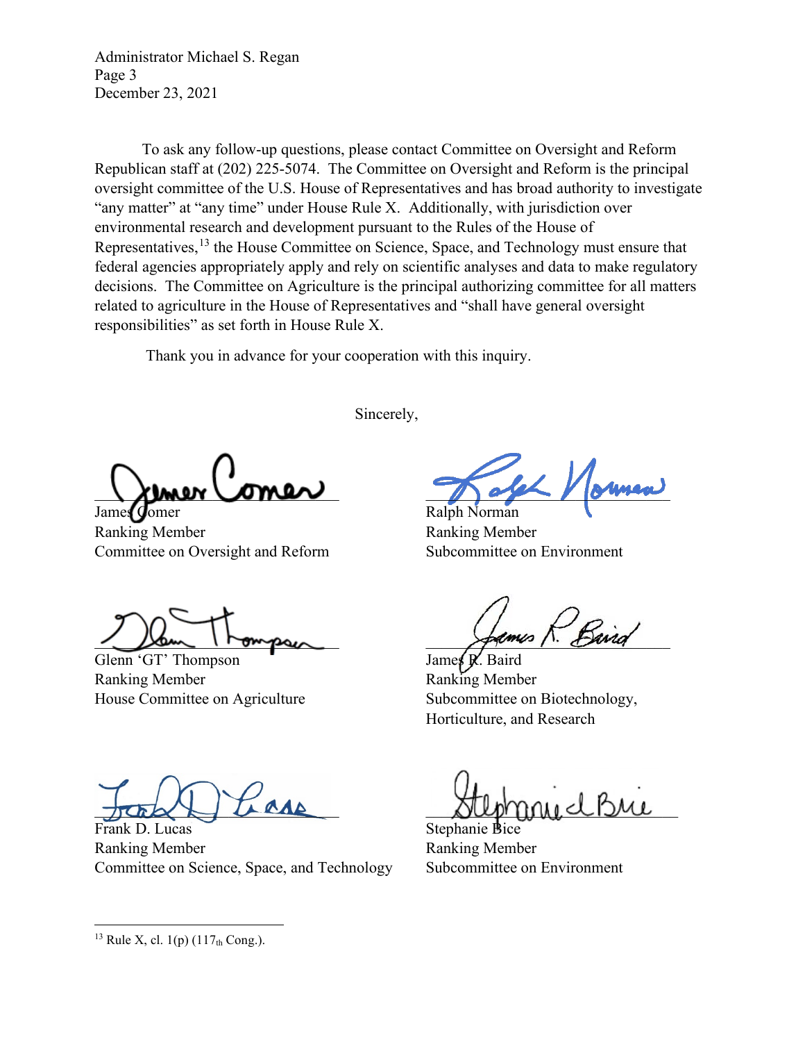Administrator Michael S. Regan
Page 3
December 23, 2021

To ask any follow-up questions, please contact Committee on Oversight and Reform Republican staff at (202) 225-5074. The Committee on Oversight and Reform is the principal oversight committee of the U.S. House of Representatives and has broad authority to investigate "any matter" at "any time" under House Rule X. Additionally, with jurisdiction over environmental research and development pursuant to the Rules of the House of Representatives,[13] the House Committee on Science, Space, and Technology must ensure that federal agencies appropriately apply and rely on scientific analyses and data to make regulatory decisions. The Committee on Agriculture is the principal authorizing committee for all matters related to agriculture in the House of Representatives and "shall have general oversight responsibilities" as set forth in House Rule X.

Thank you in advance for your cooperation with this inquiry.

Sincerely,

James Comer
Ranking Member
Committee on Oversight and Reform

Ralph Norman
Ranking Member
Subcommittee on Environment

Glenn 'GT' Thompson
Ranking Member
House Committee on Agriculture

James R. Baird
Ranking Member
Subcommittee on Biotechnology, Horticulture, and Research

Frank D. Lucas
Ranking Member
Committee on Science, Space, and Technology

Stephanie Bice
Ranking Member
Subcommittee on Environment

---

[13] Rule X, cl. 1(p) (117th Cong.).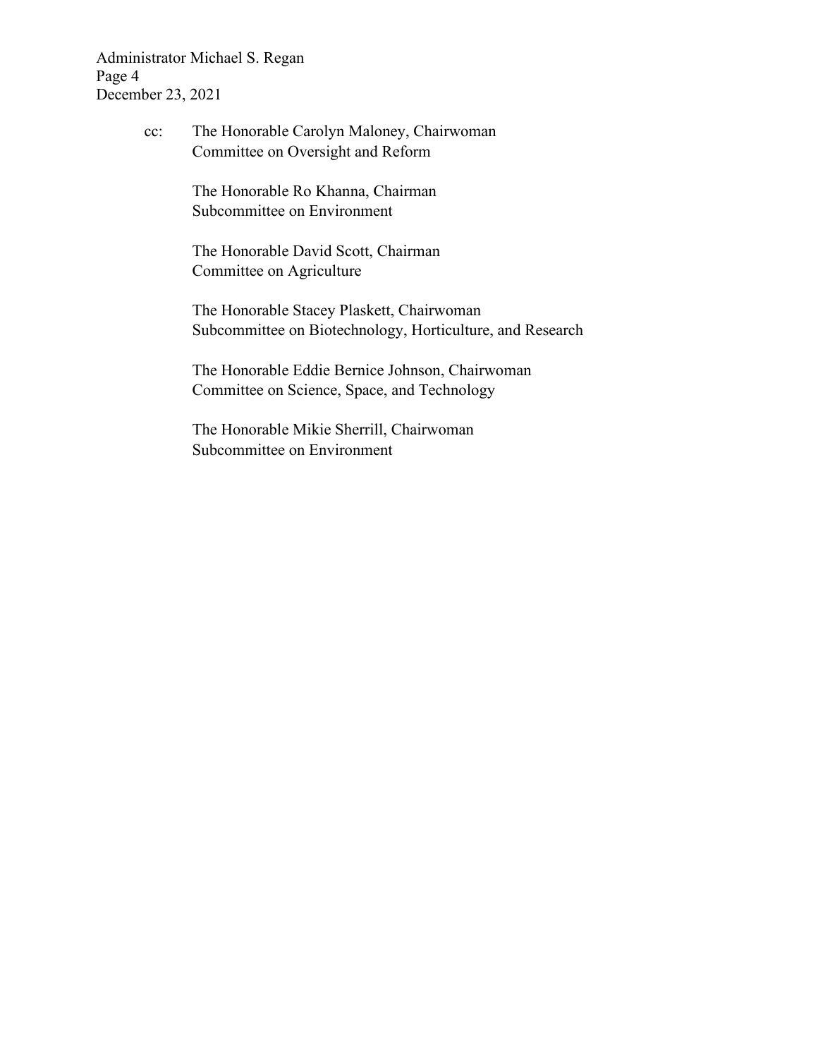cc: The Honorable Carolyn Maloney, Chairwoman
Committee on Oversight and Reform

The Honorable Ro Khanna, Chairman
Subcommittee on Environment

The Honorable David Scott, Chairman
Committee on Agriculture

The Honorable Stacey Plaskett, Chairwoman
Subcommittee on Biotechnology, Horticulture, and Research

The Honorable Eddie Bernice Johnson, Chairwoman
Committee on Science, Space, and Technology

The Honorable Mikie Sherrill, Chairwoman
Subcommittee on Environment